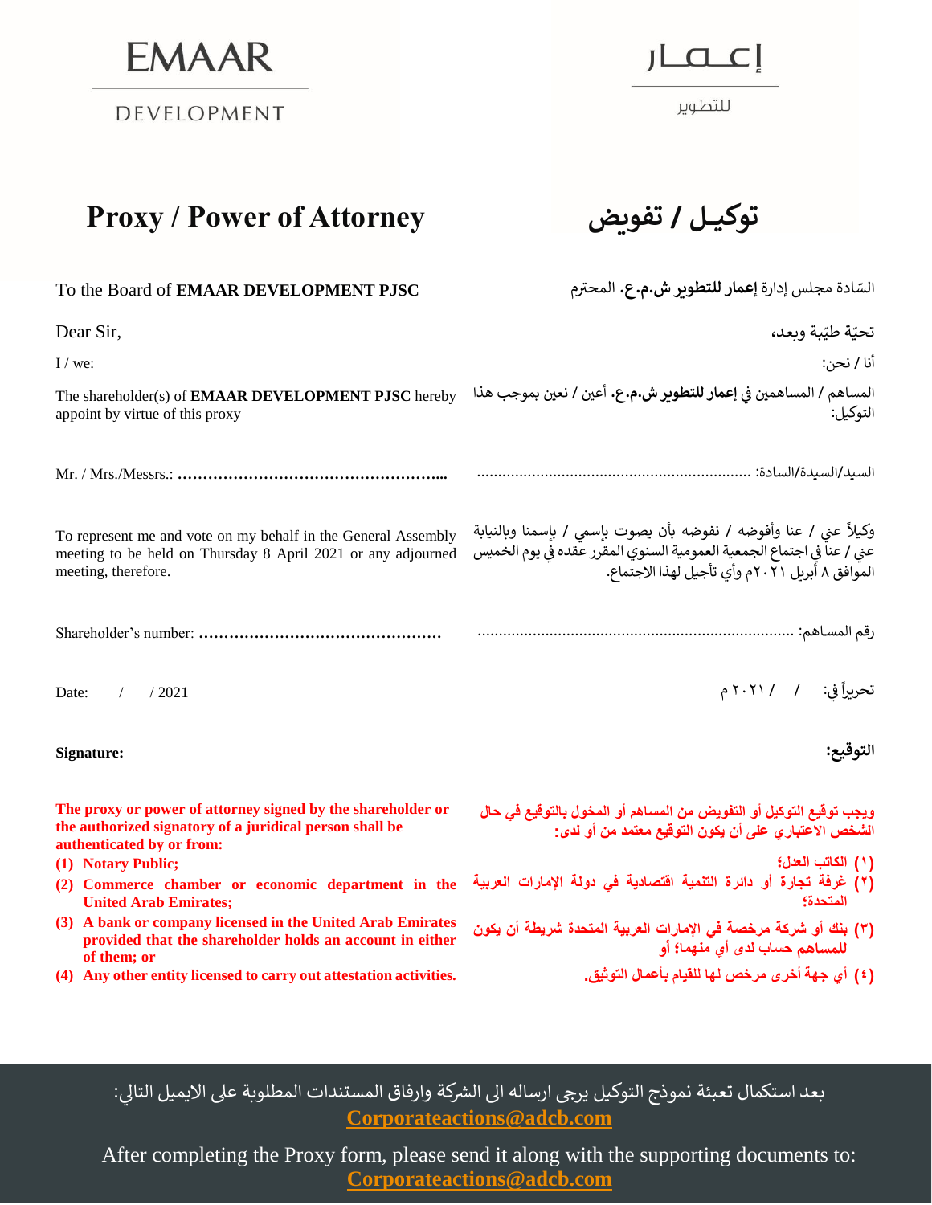EMAAR DEVELOPMENT

إعمار للتطوير

# Proxy / Power of Attorney

# توكيـل / تفويض

To the Board of **EMAAR DEVELOPMENT PJSC**

السّادة مجلس إدارة **إعمار للتطوير ش.م.ع.** المحترم

Dear Sir,

تحيّة طيّبة وبعد،

I / we:

أنا / نحن:

The shareholder(s) of **EMAAR DEVELOPMENT PJSC** hereby appoint by virtue of this proxy

المساهم / المساهمين في **إعمار للتطوير ش.م.ع.** أعين / نعين بموجب هذا التوكيل:

Mr. / Mrs./Messrs.: **………………………………………………...**

السيد/السيدة/السادة: ................................................................

To represent me and vote on my behalf in the General Assembly meeting to be held on Thursday 8 April 2021 or any adjourned meeting, therefore.

وكيلاً عني / عنا وأفوضه / نفوضه بأن يصوت باسمي / باسمنا وبالنيابة عني / عنا في اجتماع الجمعية العمومية السنوي المقرر عقده في يوم الخميس الموافق ٨ أبريل ٢٠٢١م وأي تأجيل لهذا الاجتماع.

Shareholder's number: **…………………………………………**

رقم المساهم: ........................................................................

Date: / / 2021

تحريراً في: / / ٢٠٢١ م

**Signature:**

**التوقيع:**

**The proxy or power of attorney signed by the shareholder or the authorized signatory of a juridical person shall be authenticated by or from:**

1. **Notary Public;**
2. **Commerce chamber or economic department in the United Arab Emirates;**
3. **A bank or company licensed in the United Arab Emirates provided that the shareholder holds an account in either of them; or**
4. **Any other entity licensed to carry out attestation activities.**

**ويجب توقيع التوكيل أو التفويض من المساهم أو المخول بالتوقيع في حال الشخص الاعتباري على أن يكون التوقيع معتمد من أو لدى:**

**(١) الكاتب العدل؛**
**(٢) غرفة تجارة أو دائرة التنمية اقتصادية في دولة الإمارات العربية المتحدة؛**
**(٣) بنك أو شركة مرخصة في الإمارات العربية المتحدة شريطة أن يكون للمساهم حساب لدى أي منهما؛ أو**
**(٤) أي جهة أخرى مرخص لها للقيام بأعمال التوثيق.**

بعد استكمال تعبئة نموذج التوكيل يرجى ارساله الى الشركة وارفاق المستندات المطلوبة على الايميل التالي:
**Corporateactions@adcb.com**

After completing the Proxy form, please send it along with the supporting documents to:
**Corporateactions@adcb.com**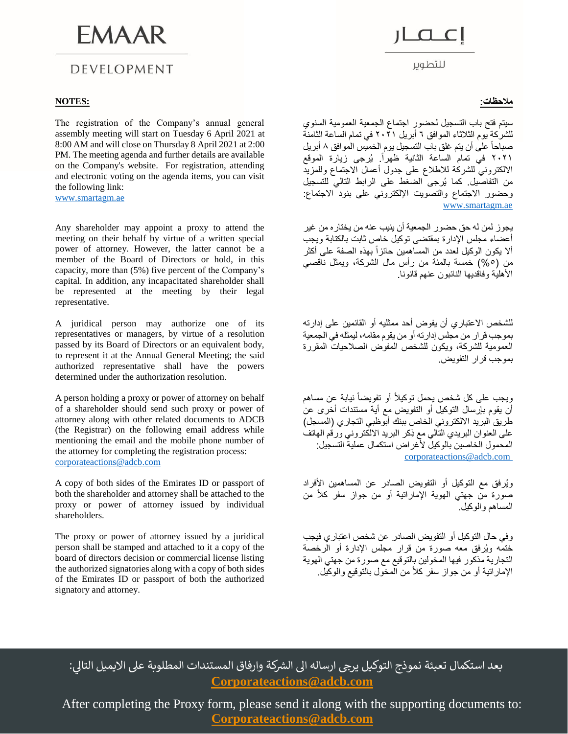EMAAR DEVELOPMENT

إعمار للتطوير

**NOTES:**

The registration of the Company's annual general assembly meeting will start on Tuesday 6 April 2021 at 8:00 AM and will close on Thursday 8 April 2021 at 2:00 PM. The meeting agenda and further details are available on the Company's website. For registration, attending and electronic voting on the agenda items, you can visit the following link:
www.smartagm.ae

Any shareholder may appoint a proxy to attend the meeting on their behalf by virtue of a written special power of attorney. However, the latter cannot be a member of the Board of Directors or hold, in this capacity, more than (5%) five percent of the Company's capital. In addition, any incapacitated shareholder shall be represented at the meeting by their legal representative.

A juridical person may authorize one of its representatives or managers, by virtue of a resolution passed by its Board of Directors or an equivalent body, to represent it at the Annual General Meeting; the said authorized representative shall have the powers determined under the authorization resolution.

A person holding a proxy or power of attorney on behalf of a shareholder should send such proxy or power of attorney along with other related documents to ADCB (the Registrar) on the following email address while mentioning the email and the mobile phone number of the attorney for completing the registration process:
corporateactions@adcb.com

A copy of both sides of the Emirates ID or passport of both the shareholder and attorney shall be attached to the proxy or power of attorney issued by individual shareholders.

The proxy or power of attorney issued by a juridical person shall be stamped and attached to it a copy of the board of directors decision or commercial license listing the authorized signatories along with a copy of both sides of the Emirates ID or passport of both the authorized signatory and attorney.

**ملاحظات:**

سيتم فتح باب التسجيل لحضور اجتماع الجمعية العمومية السنوي للشركة يوم الثلاثاء الموافق ٦ أبريل ٢٠٢١ في تمام الساعة الثامنة صباحاً على أن يتم غلق باب التسجيل يوم الخميس الموافق ٨ أبريل ٢٠٢١ في تمام الساعة الثانية ظهراً. يُرجى زيارة الموقع الالكتروني للشركة للاطلاع على جدول أعمال الاجتماع وللمزيد من التفاصيل. كما يُرجى الضغط على الرابط التالي للتسجيل وحضور الاجتماع والتصويت الإلكتروني على بنود الاجتماع:
www.smartagm.ae

يجوز لمن له حق حضور الجمعية أن ينيب عنه من يختاره من غير أعضاء مجلس الإدارة بمقتضى توكيل خاص ثابت بالكتابة ويجب ألا يكون الوكيل لعدد من المساهمين حائزاً بهذه الصفة على أكثر من (٥%) خمسة بالمئة من رأس مال الشركة، ويمثل ناقصي الأهلية وفاقديها النائبون عنهم قانوناً.

للشخص الاعتباري أن يفوض أحد ممثليه أو القائمين على إدارته بموجب قرار من مجلس إدارته أو من يقوم مقامه، ليمثله في الجمعية العمومية للشركة، ويكون للشخص المفوض الصلاحيات المقررة بموجب قرار التفويض.

ويجب على كل شخص يحمل توكيلاً أو تفويضاً نيابة عن مساهم أن يقوم بإرسال التوكيل أو التفويض مع أية مستندات أخرى عن طريق البريد الالكتروني الخاص ببنك أبوظبي التجاري (المسجل) على العنوان البريدي التالي مع ذِكر البريد الالكتروني ورقم الهاتف المحمول الخاصين بالوكيل لأغراض استكمال عملية التسجيل:
corporateactions@adcb.com

ويُرفق مع التوكيل أو التفويض الصادر عن المساهمين الأفراد صورة من جهتي الهوية الإماراتية أو من جواز سفر كلاً من المساهم والوكيل.

وفي حال التوكيل أو التفويض الصادر عن شخص اعتباري فيجب ختمه ويُرفق معه صورة من قرار مجلس الإدارة أو الرخصة التجارية مذكور فيها المخولين بالتوقيع مع صورة من جهتي الهوية الإماراتية أو من جواز سفر كلاً من المخول بالتوقيع والوكيل.

بعد استكمال تعبئة نموذج التوكيل يرجى ارساله الى الشركة وارفاق المستندات المطلوبة على الايميل التالي:
**Corporateactions@adcb.com**

After completing the Proxy form, please send it along with the supporting documents to:
**Corporateactions@adcb.com**